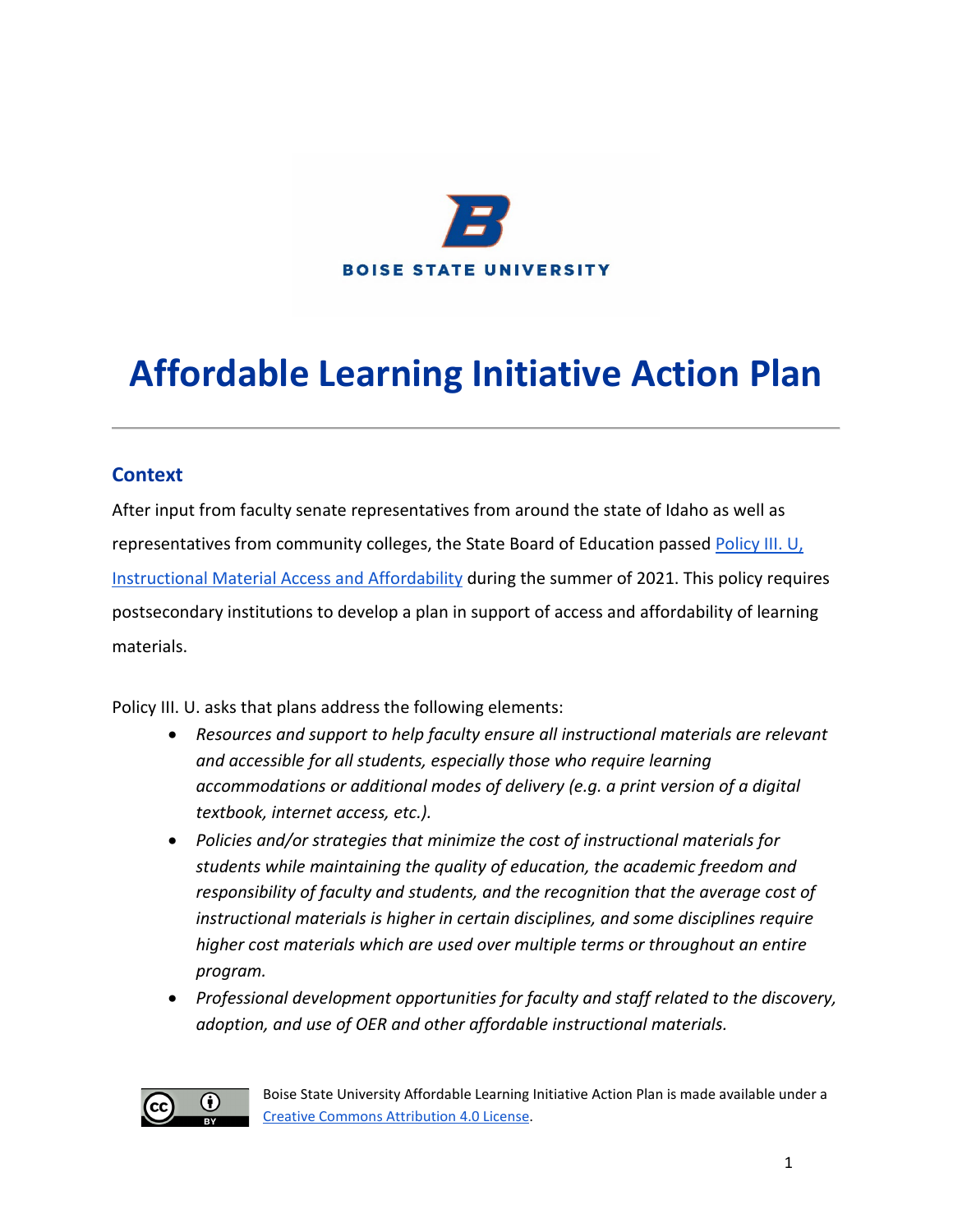BOISE STATE UNIVERSITY

# Affordable Learning Initiative Action Plan

---

## Context

After input from faculty senate representatives from around the state of Idaho as well as representatives from community colleges, the State Board of Education passed [Policy III. U, Instructional Material Access and Affordability]() during the summer of 2021. This policy requires postsecondary institutions to develop a plan in support of access and affordability of learning materials.

Policy III. U. asks that plans address the following elements:

- *Resources and support to help faculty ensure all instructional materials are relevant and accessible for all students, especially those who require learning accommodations or additional modes of delivery (e.g. a print version of a digital textbook, internet access, etc.).*
- *Policies and/or strategies that minimize the cost of instructional materials for students while maintaining the quality of education, the academic freedom and responsibility of faculty and students, and the recognition that the average cost of instructional materials is higher in certain disciplines, and some disciplines require higher cost materials which are used over multiple terms or throughout an entire program.*
- *Professional development opportunities for faculty and staff related to the discovery, adoption, and use of OER and other affordable instructional materials.*

Boise State University Affordable Learning Initiative Action Plan is made available under a [Creative Commons Attribution 4.0 License]().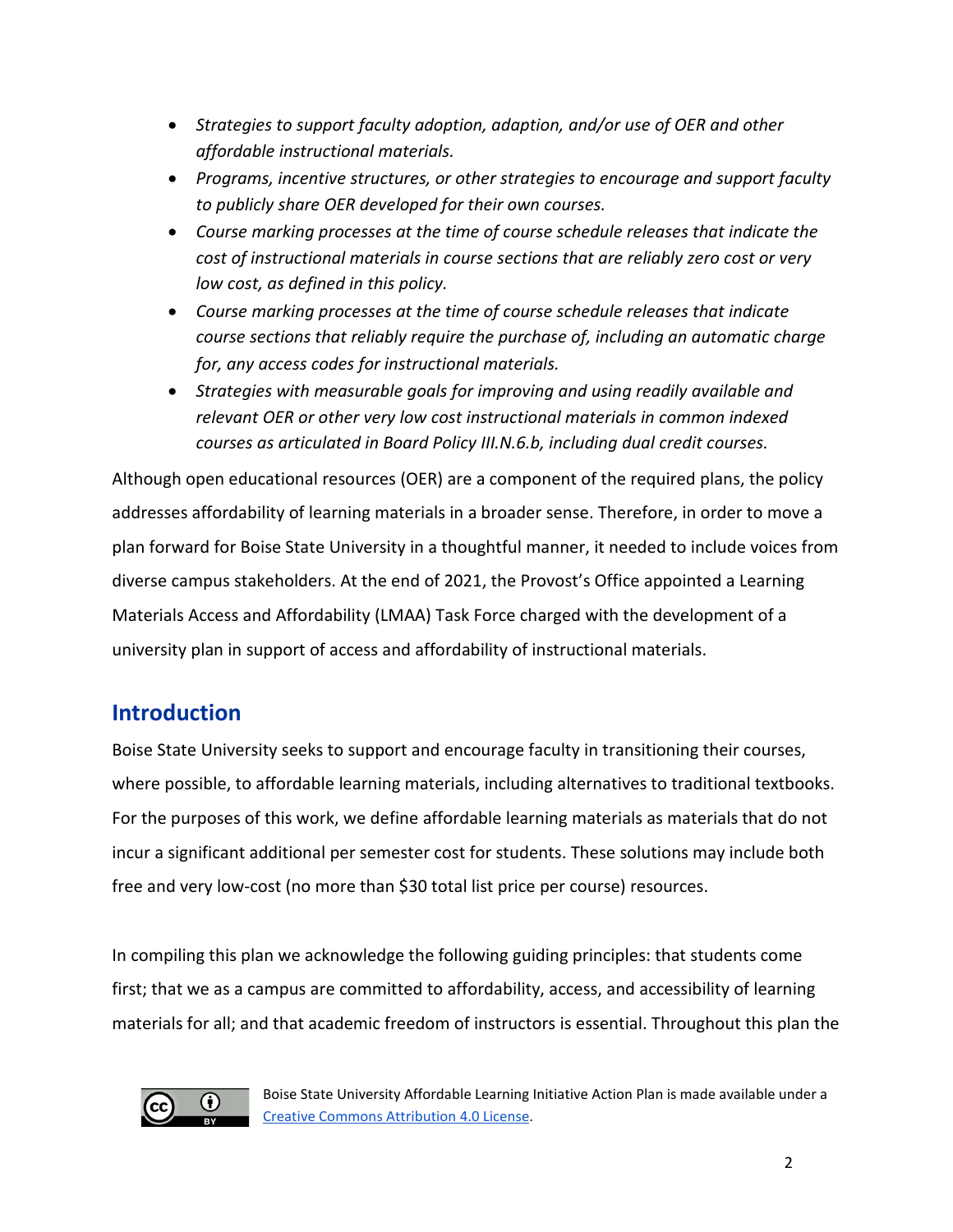- *Strategies to support faculty adoption, adaption, and/or use of OER and other affordable instructional materials.*
- *Programs, incentive structures, or other strategies to encourage and support faculty to publicly share OER developed for their own courses.*
- *Course marking processes at the time of course schedule releases that indicate the cost of instructional materials in course sections that are reliably zero cost or very low cost, as defined in this policy.*
- *Course marking processes at the time of course schedule releases that indicate course sections that reliably require the purchase of, including an automatic charge for, any access codes for instructional materials.*
- *Strategies with measurable goals for improving and using readily available and relevant OER or other very low cost instructional materials in common indexed courses as articulated in Board Policy III.N.6.b, including dual credit courses.*

Although open educational resources (OER) are a component of the required plans, the policy addresses affordability of learning materials in a broader sense. Therefore, in order to move a plan forward for Boise State University in a thoughtful manner, it needed to include voices from diverse campus stakeholders. At the end of 2021, the Provost's Office appointed a Learning Materials Access and Affordability (LMAA) Task Force charged with the development of a university plan in support of access and affordability of instructional materials.

## Introduction

Boise State University seeks to support and encourage faculty in transitioning their courses, where possible, to affordable learning materials, including alternatives to traditional textbooks. For the purposes of this work, we define affordable learning materials as materials that do not incur a significant additional per semester cost for students. These solutions may include both free and very low-cost (no more than $30 total list price per course) resources.

In compiling this plan we acknowledge the following guiding principles: that students come first; that we as a campus are committed to affordability, access, and accessibility of learning materials for all; and that academic freedom of instructors is essential. Throughout this plan the

Boise State University Affordable Learning Initiative Action Plan is made available under a [Creative Commons Attribution 4.0 License](https://creativecommons.org/licenses/by/4.0/).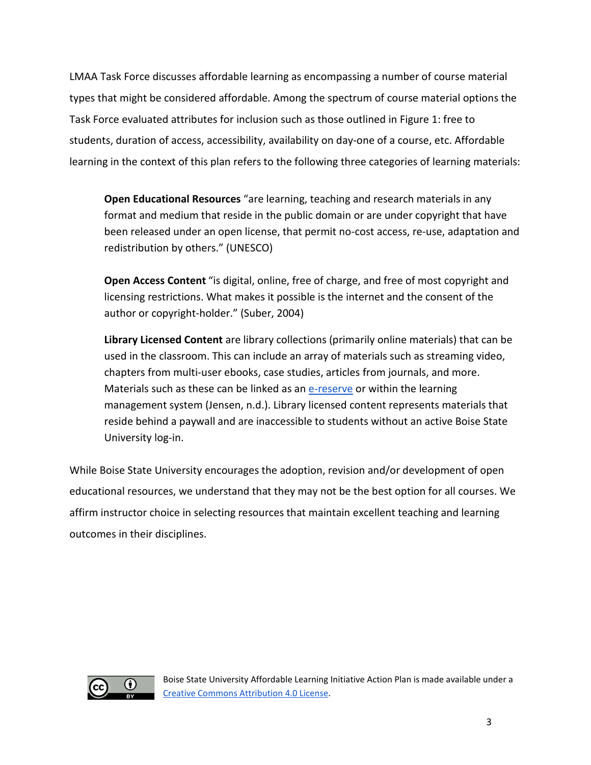LMAA Task Force discusses affordable learning as encompassing a number of course material types that might be considered affordable. Among the spectrum of course material options the Task Force evaluated attributes for inclusion such as those outlined in Figure 1: free to students, duration of access, accessibility, availability on day-one of a course, etc. Affordable learning in the context of this plan refers to the following three categories of learning materials:

> **Open Educational Resources** "are learning, teaching and research materials in any format and medium that reside in the public domain or are under copyright that have been released under an open license, that permit no-cost access, re-use, adaptation and redistribution by others." (UNESCO)
>
> **Open Access Content** "is digital, online, free of charge, and free of most copyright and licensing restrictions. What makes it possible is the internet and the consent of the author or copyright-holder." (Suber, 2004)
>
> **Library Licensed Content** are library collections (primarily online materials) that can be used in the classroom. This can include an array of materials such as streaming video, chapters from multi-user ebooks, case studies, articles from journals, and more. Materials such as these can be linked as an e-reserve or within the learning management system (Jensen, n.d.). Library licensed content represents materials that reside behind a paywall and are inaccessible to students without an active Boise State University log-in.

While Boise State University encourages the adoption, revision and/or development of open educational resources, we understand that they may not be the best option for all courses. We affirm instructor choice in selecting resources that maintain excellent teaching and learning outcomes in their disciplines.

Boise State University Affordable Learning Initiative Action Plan is made available under a Creative Commons Attribution 4.0 License.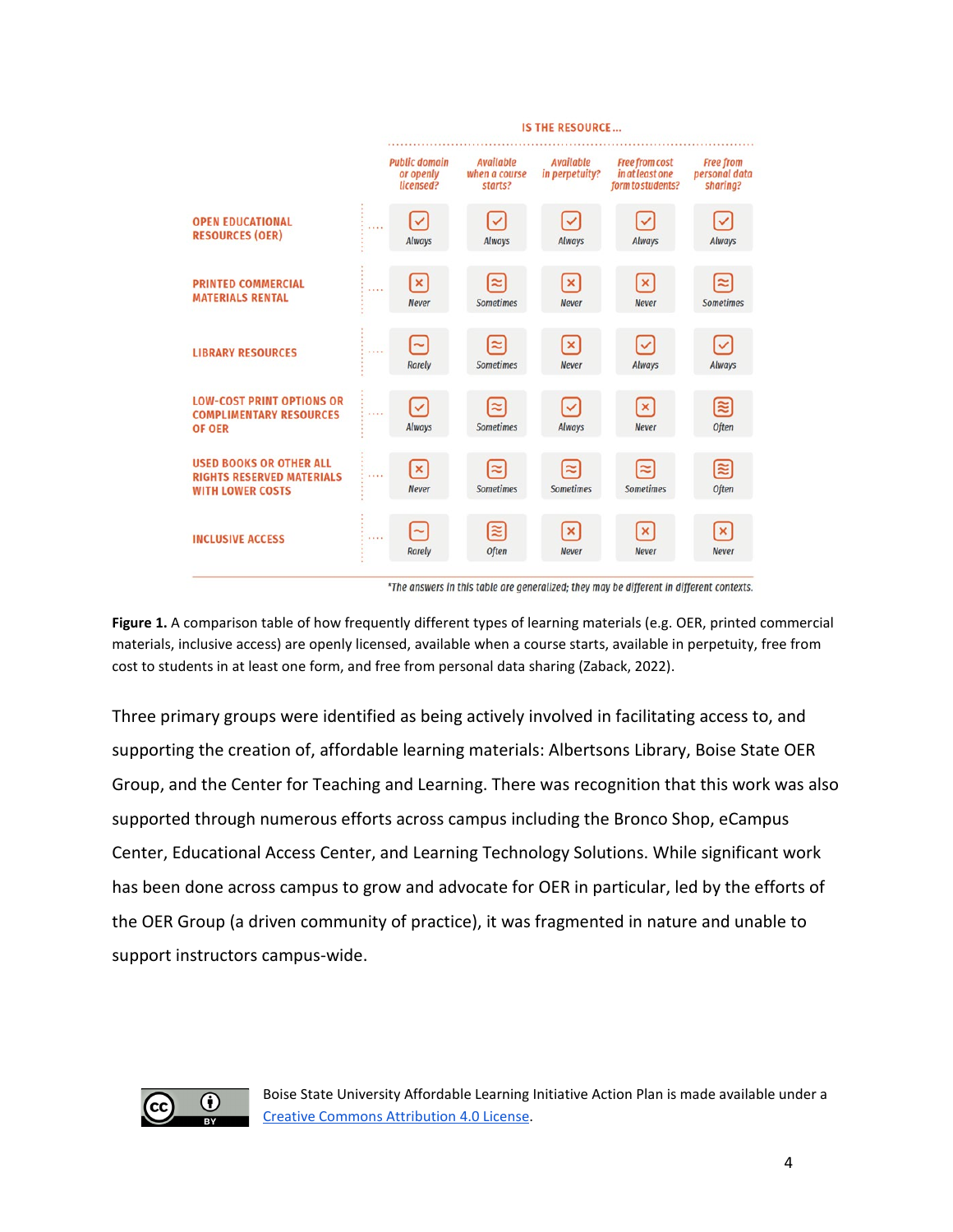| | IS THE RESOURCE... | | | | |
|---|---|---|---|---|---|
| | Public domain or openly licensed? | Available when a course starts? | Available in perpetuity? | Free from cost in at least one form to students? | Free from personal data sharing? |
| OPEN EDUCATIONAL RESOURCES (OER) | Always | Always | Always | Always | Always |
| PRINTED COMMERCIAL MATERIALS RENTAL | Never | Sometimes | Never | Never | Sometimes |
| LIBRARY RESOURCES | Rarely | Sometimes | Never | Always | Always |
| LOW-COST PRINT OPTIONS OR COMPLIMENTARY RESOURCES OF OER | Always | Sometimes | Always | Never | Often |
| USED BOOKS OR OTHER ALL RIGHTS RESERVED MATERIALS WITH LOWER COSTS | Never | Sometimes | Sometimes | Sometimes | Often |
| INCLUSIVE ACCESS | Rarely | Often | Never | Never | Never |

*The answers in this table are generalized; they may be different in different contexts.

**Figure 1.** A comparison table of how frequently different types of learning materials (e.g. OER, printed commercial materials, inclusive access) are openly licensed, available when a course starts, available in perpetuity, free from cost to students in at least one form, and free from personal data sharing (Zaback, 2022).

Three primary groups were identified as being actively involved in facilitating access to, and supporting the creation of, affordable learning materials: Albertsons Library, Boise State OER Group, and the Center for Teaching and Learning. There was recognition that this work was also supported through numerous efforts across campus including the Bronco Shop, eCampus Center, Educational Access Center, and Learning Technology Solutions. While significant work has been done across campus to grow and advocate for OER in particular, led by the efforts of the OER Group (a driven community of practice), it was fragmented in nature and unable to support instructors campus-wide.

Boise State University Affordable Learning Initiative Action Plan is made available under a [Creative Commons Attribution 4.0 License](https://creativecommons.org/licenses/by/4.0/).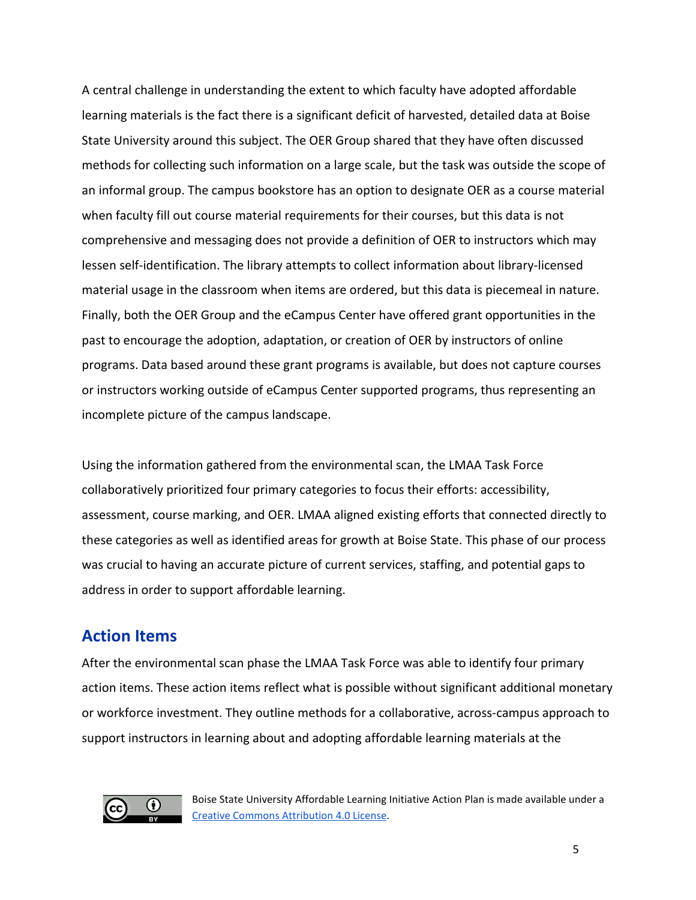A central challenge in understanding the extent to which faculty have adopted affordable learning materials is the fact there is a significant deficit of harvested, detailed data at Boise State University around this subject. The OER Group shared that they have often discussed methods for collecting such information on a large scale, but the task was outside the scope of an informal group. The campus bookstore has an option to designate OER as a course material when faculty fill out course material requirements for their courses, but this data is not comprehensive and messaging does not provide a definition of OER to instructors which may lessen self-identification. The library attempts to collect information about library-licensed material usage in the classroom when items are ordered, but this data is piecemeal in nature. Finally, both the OER Group and the eCampus Center have offered grant opportunities in the past to encourage the adoption, adaptation, or creation of OER by instructors of online programs. Data based around these grant programs is available, but does not capture courses or instructors working outside of eCampus Center supported programs, thus representing an incomplete picture of the campus landscape.

Using the information gathered from the environmental scan, the LMAA Task Force collaboratively prioritized four primary categories to focus their efforts: accessibility, assessment, course marking, and OER. LMAA aligned existing efforts that connected directly to these categories as well as identified areas for growth at Boise State. This phase of our process was crucial to having an accurate picture of current services, staffing, and potential gaps to address in order to support affordable learning.

## Action Items

After the environmental scan phase the LMAA Task Force was able to identify four primary action items. These action items reflect what is possible without significant additional monetary or workforce investment. They outline methods for a collaborative, across-campus approach to support instructors in learning about and adopting affordable learning materials at the

Boise State University Affordable Learning Initiative Action Plan is made available under a [Creative Commons Attribution 4.0 License](https://creativecommons.org/licenses/by/4.0/).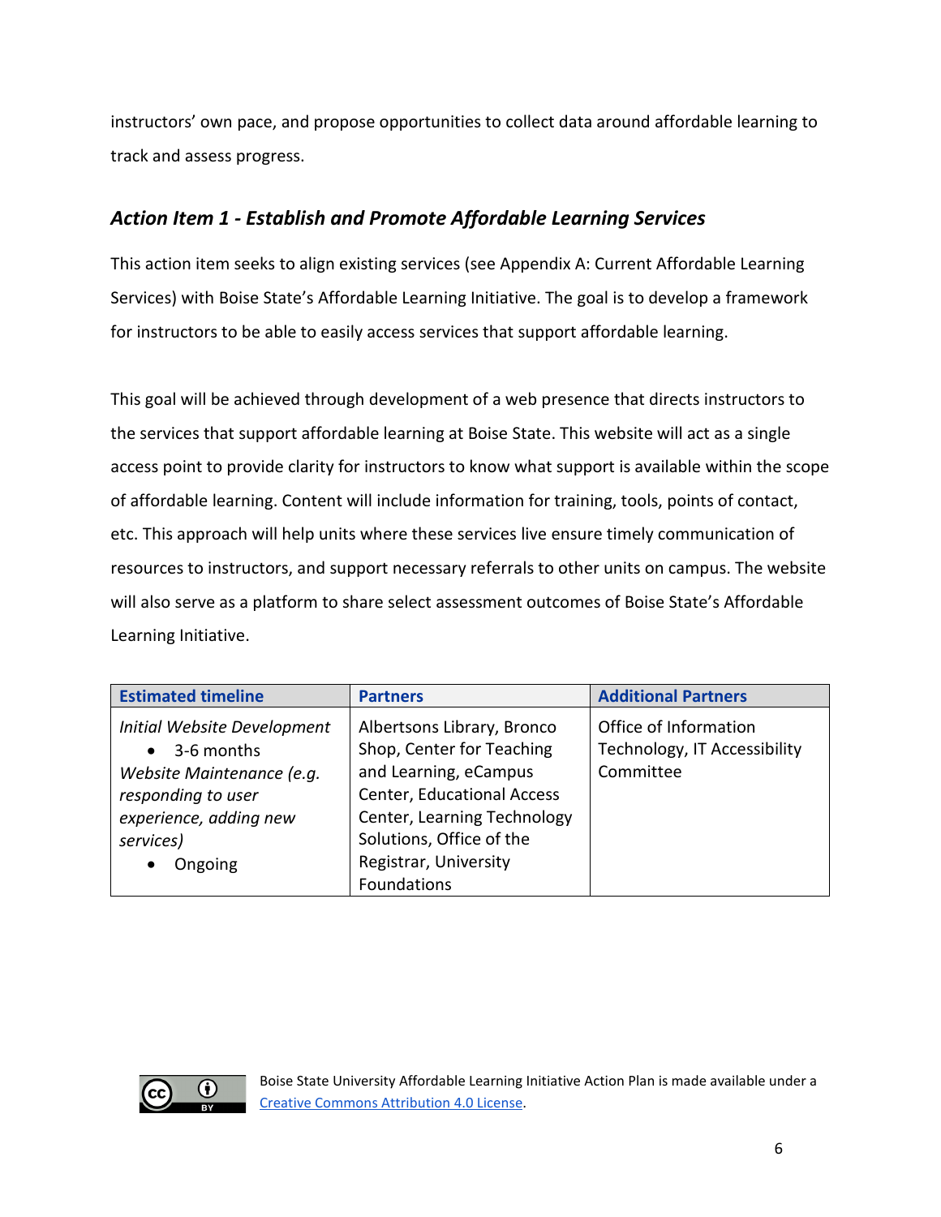instructors' own pace, and propose opportunities to collect data around affordable learning to track and assess progress.

### *Action Item 1 - Establish and Promote Affordable Learning Services*

This action item seeks to align existing services (see Appendix A: Current Affordable Learning Services) with Boise State's Affordable Learning Initiative. The goal is to develop a framework for instructors to be able to easily access services that support affordable learning.

This goal will be achieved through development of a web presence that directs instructors to the services that support affordable learning at Boise State. This website will act as a single access point to provide clarity for instructors to know what support is available within the scope of affordable learning. Content will include information for training, tools, points of contact, etc. This approach will help units where these services live ensure timely communication of resources to instructors, and support necessary referrals to other units on campus. The website will also serve as a platform to share select assessment outcomes of Boise State's Affordable Learning Initiative.

| Estimated timeline | Partners | Additional Partners |
|---|---|---|
| *Initial Website Development*<br>• 3-6 months<br>*Website Maintenance (e.g. responding to user experience, adding new services)*<br>• Ongoing | Albertsons Library, Bronco Shop, Center for Teaching and Learning, eCampus Center, Educational Access Center, Learning Technology Solutions, Office of the Registrar, University Foundations | Office of Information Technology, IT Accessibility Committee |

Boise State University Affordable Learning Initiative Action Plan is made available under a Creative Commons Attribution 4.0 License.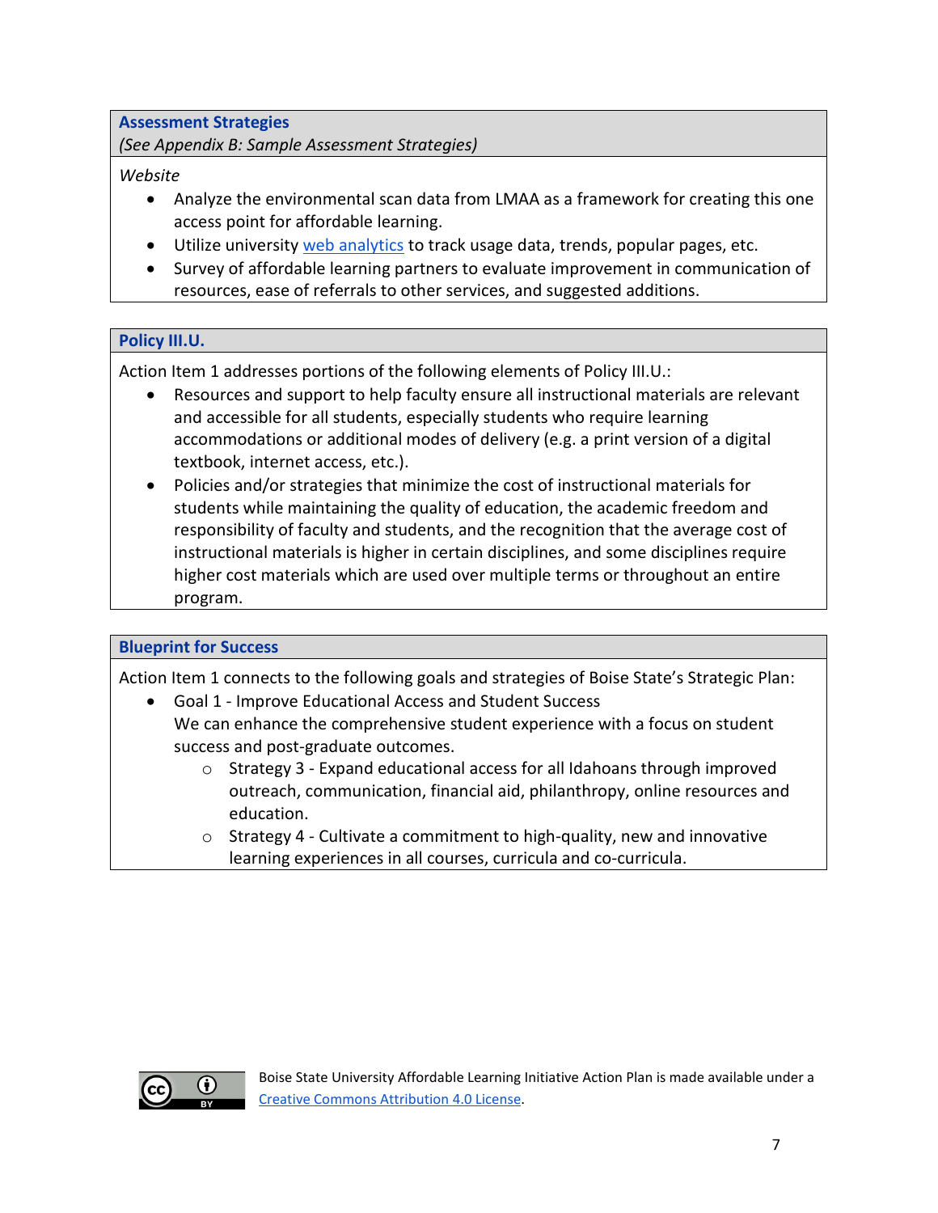### Assessment Strategies

*(See Appendix B: Sample Assessment Strategies)*

*Website*

- Analyze the environmental scan data from LMAA as a framework for creating this one access point for affordable learning.
- Utilize university web analytics to track usage data, trends, popular pages, etc.
- Survey of affordable learning partners to evaluate improvement in communication of resources, ease of referrals to other services, and suggested additions.

### Policy III.U.

Action Item 1 addresses portions of the following elements of Policy III.U.:

- Resources and support to help faculty ensure all instructional materials are relevant and accessible for all students, especially students who require learning accommodations or additional modes of delivery (e.g. a print version of a digital textbook, internet access, etc.).
- Policies and/or strategies that minimize the cost of instructional materials for students while maintaining the quality of education, the academic freedom and responsibility of faculty and students, and the recognition that the average cost of instructional materials is higher in certain disciplines, and some disciplines require higher cost materials which are used over multiple terms or throughout an entire program.

### Blueprint for Success

Action Item 1 connects to the following goals and strategies of Boise State's Strategic Plan:

- Goal 1 - Improve Educational Access and Student Success
  We can enhance the comprehensive student experience with a focus on student success and post-graduate outcomes.
  - Strategy 3 - Expand educational access for all Idahoans through improved outreach, communication, financial aid, philanthropy, online resources and education.
  - Strategy 4 - Cultivate a commitment to high-quality, new and innovative learning experiences in all courses, curricula and co-curricula.

Boise State University Affordable Learning Initiative Action Plan is made available under a Creative Commons Attribution 4.0 License.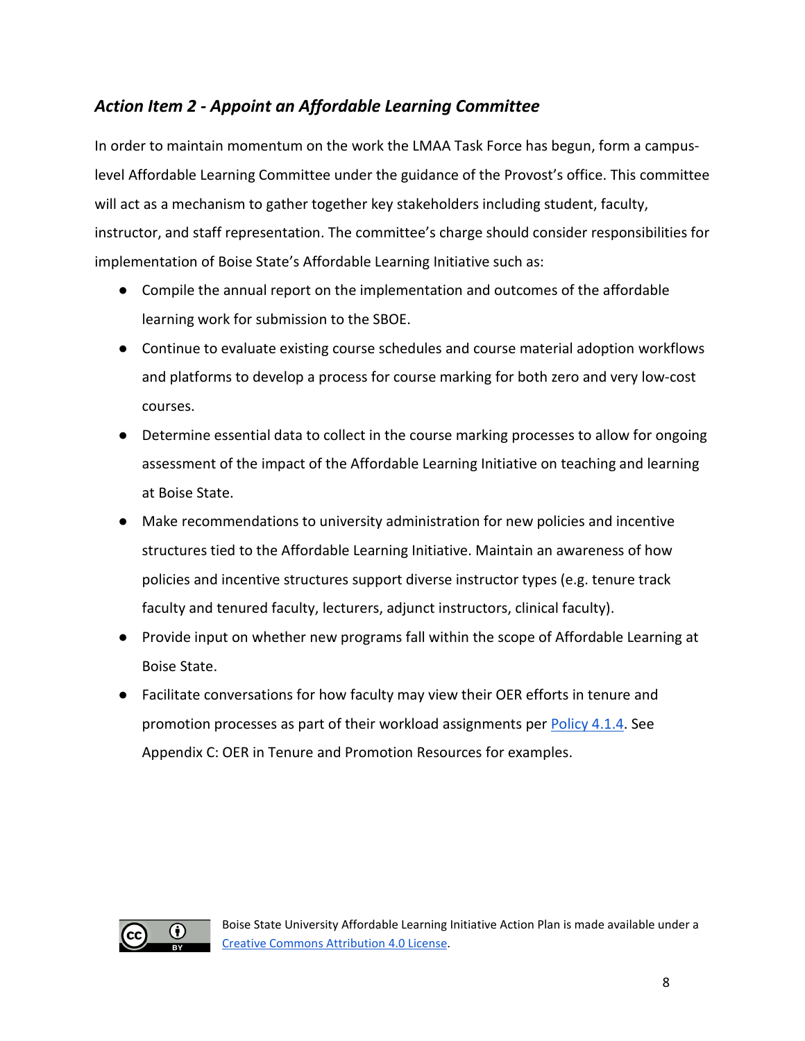### *Action Item 2 - Appoint an Affordable Learning Committee*

In order to maintain momentum on the work the LMAA Task Force has begun, form a campus-level Affordable Learning Committee under the guidance of the Provost's office. This committee will act as a mechanism to gather together key stakeholders including student, faculty, instructor, and staff representation. The committee's charge should consider responsibilities for implementation of Boise State's Affordable Learning Initiative such as:

- Compile the annual report on the implementation and outcomes of the affordable learning work for submission to the SBOE.
- Continue to evaluate existing course schedules and course material adoption workflows and platforms to develop a process for course marking for both zero and very low-cost courses.
- Determine essential data to collect in the course marking processes to allow for ongoing assessment of the impact of the Affordable Learning Initiative on teaching and learning at Boise State.
- Make recommendations to university administration for new policies and incentive structures tied to the Affordable Learning Initiative. Maintain an awareness of how policies and incentive structures support diverse instructor types (e.g. tenure track faculty and tenured faculty, lecturers, adjunct instructors, clinical faculty).
- Provide input on whether new programs fall within the scope of Affordable Learning at Boise State.
- Facilitate conversations for how faculty may view their OER efforts in tenure and promotion processes as part of their workload assignments per Policy 4.1.4. See Appendix C: OER in Tenure and Promotion Resources for examples.

Boise State University Affordable Learning Initiative Action Plan is made available under a Creative Commons Attribution 4.0 License.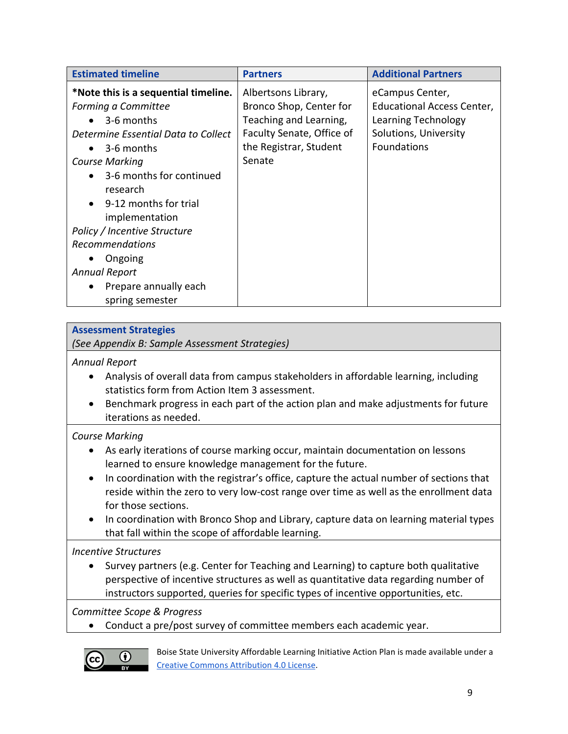| Estimated timeline | Partners | Additional Partners |
|---|---|---|
| ***Note this is a sequential timeline.**<br>*Forming a Committee*<br>• 3-6 months<br>*Determine Essential Data to Collect*<br>• 3-6 months<br>*Course Marking*<br>• 3-6 months for continued research<br>• 9-12 months for trial implementation<br>*Policy / Incentive Structure Recommendations*<br>• Ongoing<br>*Annual Report*<br>• Prepare annually each spring semester | Albertsons Library, Bronco Shop, Center for Teaching and Learning, Faculty Senate, Office of the Registrar, Student Senate | eCampus Center, Educational Access Center, Learning Technology Solutions, University Foundations |

| Assessment Strategies<br>*(See Appendix B: Sample Assessment Strategies)* |
|---|
| *Annual Report*<br>• Analysis of overall data from campus stakeholders in affordable learning, including statistics form from Action Item 3 assessment.<br>• Benchmark progress in each part of the action plan and make adjustments for future iterations as needed. |
| *Course Marking*<br>• As early iterations of course marking occur, maintain documentation on lessons learned to ensure knowledge management for the future.<br>• In coordination with the registrar's office, capture the actual number of sections that reside within the zero to very low-cost range over time as well as the enrollment data for those sections.<br>• In coordination with Bronco Shop and Library, capture data on learning material types that fall within the scope of affordable learning. |
| *Incentive Structures*<br>• Survey partners (e.g. Center for Teaching and Learning) to capture both qualitative perspective of incentive structures as well as quantitative data regarding number of instructors supported, queries for specific types of incentive opportunities, etc. |
| *Committee Scope & Progress*<br>• Conduct a pre/post survey of committee members each academic year. |

Boise State University Affordable Learning Initiative Action Plan is made available under a [Creative Commons Attribution 4.0 License](https://creativecommons.org/licenses/by/4.0/).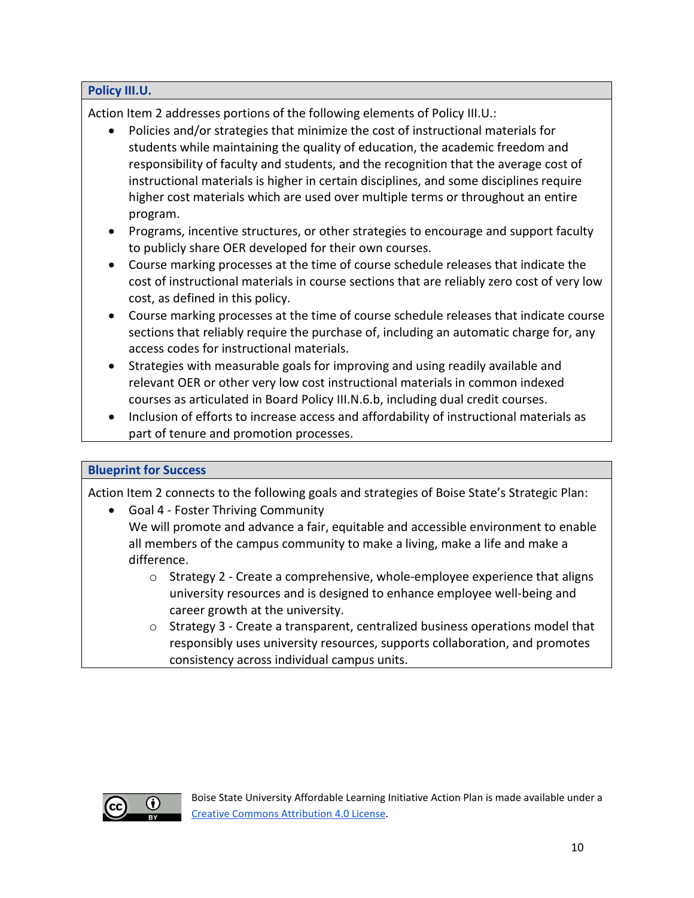**Policy III.U.**

Action Item 2 addresses portions of the following elements of Policy III.U.:

- Policies and/or strategies that minimize the cost of instructional materials for students while maintaining the quality of education, the academic freedom and responsibility of faculty and students, and the recognition that the average cost of instructional materials is higher in certain disciplines, and some disciplines require higher cost materials which are used over multiple terms or throughout an entire program.
- Programs, incentive structures, or other strategies to encourage and support faculty to publicly share OER developed for their own courses.
- Course marking processes at the time of course schedule releases that indicate the cost of instructional materials in course sections that are reliably zero cost of very low cost, as defined in this policy.
- Course marking processes at the time of course schedule releases that indicate course sections that reliably require the purchase of, including an automatic charge for, any access codes for instructional materials.
- Strategies with measurable goals for improving and using readily available and relevant OER or other very low cost instructional materials in common indexed courses as articulated in Board Policy III.N.6.b, including dual credit courses.
- Inclusion of efforts to increase access and affordability of instructional materials as part of tenure and promotion processes.

**Blueprint for Success**

Action Item 2 connects to the following goals and strategies of Boise State's Strategic Plan:

- Goal 4 - Foster Thriving Community
  We will promote and advance a fair, equitable and accessible environment to enable all members of the campus community to make a living, make a life and make a difference.
  - Strategy 2 - Create a comprehensive, whole-employee experience that aligns university resources and is designed to enhance employee well-being and career growth at the university.
  - Strategy 3 - Create a transparent, centralized business operations model that responsibly uses university resources, supports collaboration, and promotes consistency across individual campus units.

Boise State University Affordable Learning Initiative Action Plan is made available under a [Creative Commons Attribution 4.0 License](https://creativecommons.org/licenses/by/4.0/).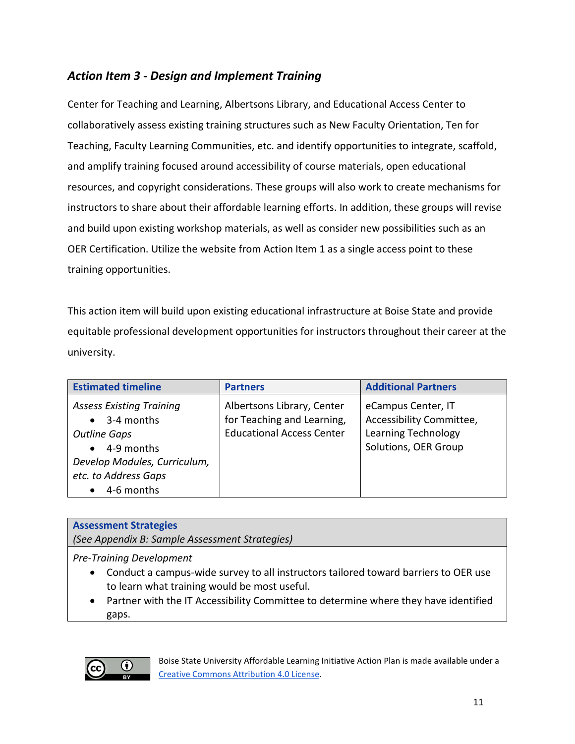### *Action Item 3 - Design and Implement Training*

Center for Teaching and Learning, Albertsons Library, and Educational Access Center to collaboratively assess existing training structures such as New Faculty Orientation, Ten for Teaching, Faculty Learning Communities, etc. and identify opportunities to integrate, scaffold, and amplify training focused around accessibility of course materials, open educational resources, and copyright considerations. These groups will also work to create mechanisms for instructors to share about their affordable learning efforts. In addition, these groups will revise and build upon existing workshop materials, as well as consider new possibilities such as an OER Certification. Utilize the website from Action Item 1 as a single access point to these training opportunities.

This action item will build upon existing educational infrastructure at Boise State and provide equitable professional development opportunities for instructors throughout their career at the university.

| **Estimated timeline** | **Partners** | **Additional Partners** |
|---|---|---|
| *Assess Existing Training*<br>• 3-4 months<br>*Outline Gaps*<br>• 4-9 months<br>*Develop Modules, Curriculum, etc. to Address Gaps*<br>• 4-6 months | Albertsons Library, Center for Teaching and Learning, Educational Access Center | eCampus Center, IT Accessibility Committee, Learning Technology Solutions, OER Group |

| **Assessment Strategies**<br>*(See Appendix B: Sample Assessment Strategies)* |
|---|
| *Pre-Training Development*<br>• Conduct a campus-wide survey to all instructors tailored toward barriers to OER use to learn what training would be most useful.<br>• Partner with the IT Accessibility Committee to determine where they have identified gaps. |

Boise State University Affordable Learning Initiative Action Plan is made available under a [Creative Commons Attribution 4.0 License](https://creativecommons.org/licenses/by/4.0/).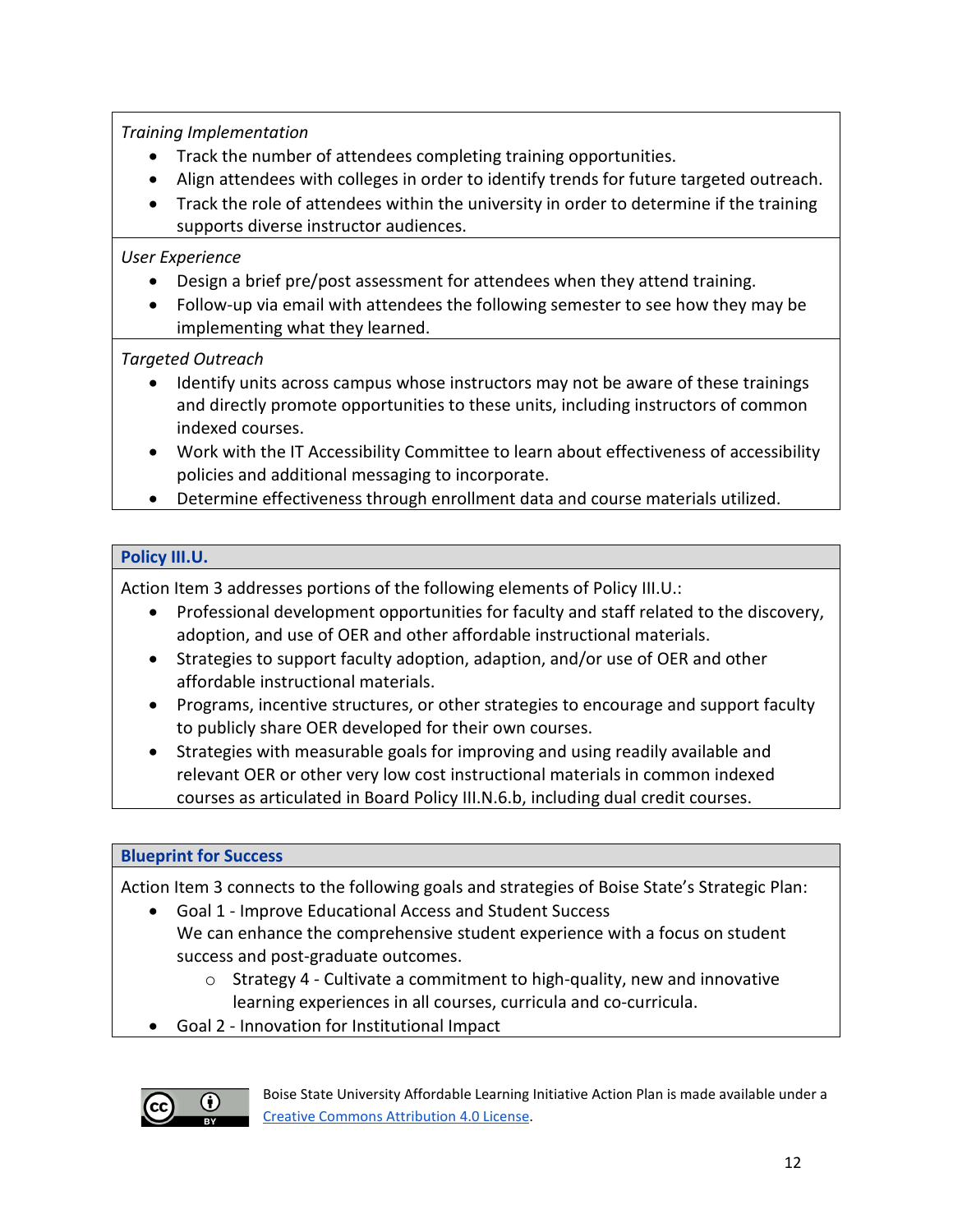*Training Implementation*

- Track the number of attendees completing training opportunities.
- Align attendees with colleges in order to identify trends for future targeted outreach.
- Track the role of attendees within the university in order to determine if the training supports diverse instructor audiences.

*User Experience*

- Design a brief pre/post assessment for attendees when they attend training.
- Follow-up via email with attendees the following semester to see how they may be implementing what they learned.

*Targeted Outreach*

- Identify units across campus whose instructors may not be aware of these trainings and directly promote opportunities to these units, including instructors of common indexed courses.
- Work with the IT Accessibility Committee to learn about effectiveness of accessibility policies and additional messaging to incorporate.
- Determine effectiveness through enrollment data and course materials utilized.

### Policy III.U.

Action Item 3 addresses portions of the following elements of Policy III.U.:

- Professional development opportunities for faculty and staff related to the discovery, adoption, and use of OER and other affordable instructional materials.
- Strategies to support faculty adoption, adaption, and/or use of OER and other affordable instructional materials.
- Programs, incentive structures, or other strategies to encourage and support faculty to publicly share OER developed for their own courses.
- Strategies with measurable goals for improving and using readily available and relevant OER or other very low cost instructional materials in common indexed courses as articulated in Board Policy III.N.6.b, including dual credit courses.

### Blueprint for Success

Action Item 3 connects to the following goals and strategies of Boise State's Strategic Plan:

- Goal 1 - Improve Educational Access and Student Success
  We can enhance the comprehensive student experience with a focus on student success and post-graduate outcomes.
    - Strategy 4 - Cultivate a commitment to high-quality, new and innovative learning experiences in all courses, curricula and co-curricula.
- Goal 2 - Innovation for Institutional Impact

Boise State University Affordable Learning Initiative Action Plan is made available under a [Creative Commons Attribution 4.0 License](https://creativecommons.org/licenses/by/4.0/).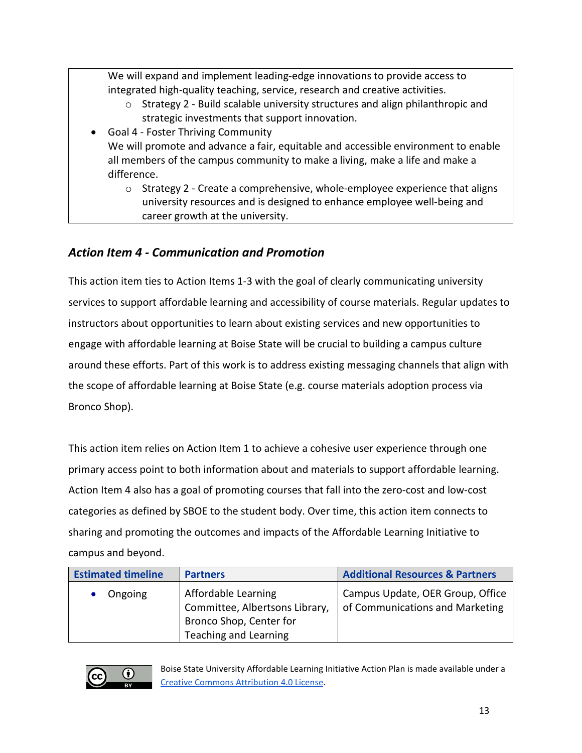We will expand and implement leading-edge innovations to provide access to integrated high-quality teaching, service, research and creative activities.

- Strategy 2 - Build scalable university structures and align philanthropic and strategic investments that support innovation.

- Goal 4 - Foster Thriving Community
  We will promote and advance a fair, equitable and accessible environment to enable all members of the campus community to make a living, make a life and make a difference.
  - Strategy 2 - Create a comprehensive, whole-employee experience that aligns university resources and is designed to enhance employee well-being and career growth at the university.

### *Action Item 4 - Communication and Promotion*

This action item ties to Action Items 1-3 with the goal of clearly communicating university services to support affordable learning and accessibility of course materials. Regular updates to instructors about opportunities to learn about existing services and new opportunities to engage with affordable learning at Boise State will be crucial to building a campus culture around these efforts. Part of this work is to address existing messaging channels that align with the scope of affordable learning at Boise State (e.g. course materials adoption process via Bronco Shop).

This action item relies on Action Item 1 to achieve a cohesive user experience through one primary access point to both information about and materials to support affordable learning. Action Item 4 also has a goal of promoting courses that fall into the zero-cost and low-cost categories as defined by SBOE to the student body. Over time, this action item connects to sharing and promoting the outcomes and impacts of the Affordable Learning Initiative to campus and beyond.

| Estimated timeline | Partners | Additional Resources & Partners |
| --- | --- | --- |
| • Ongoing | Affordable Learning Committee, Albertsons Library, Bronco Shop, Center for Teaching and Learning | Campus Update, OER Group, Office of Communications and Marketing |

Boise State University Affordable Learning Initiative Action Plan is made available under a Creative Commons Attribution 4.0 License.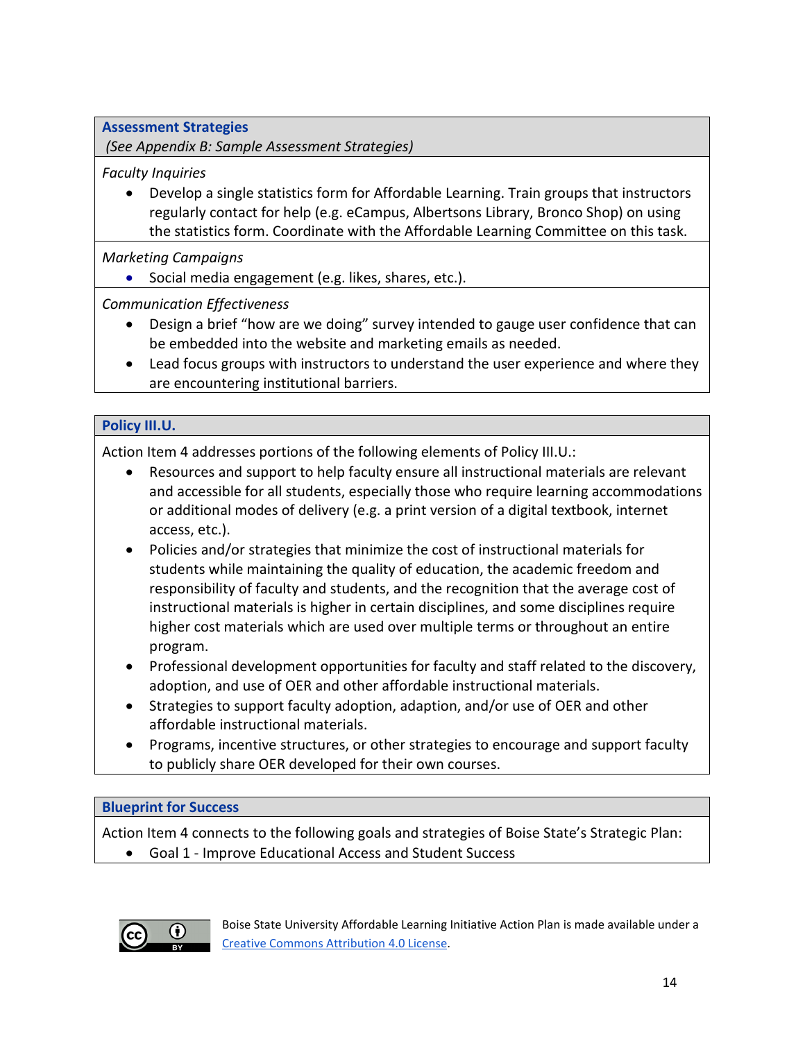### Assessment Strategies

*(See Appendix B: Sample Assessment Strategies)*

*Faculty Inquiries*

- Develop a single statistics form for Affordable Learning. Train groups that instructors regularly contact for help (e.g. eCampus, Albertsons Library, Bronco Shop) on using the statistics form. Coordinate with the Affordable Learning Committee on this task.

*Marketing Campaigns*

- Social media engagement (e.g. likes, shares, etc.).

*Communication Effectiveness*

- Design a brief "how are we doing" survey intended to gauge user confidence that can be embedded into the website and marketing emails as needed.
- Lead focus groups with instructors to understand the user experience and where they are encountering institutional barriers.

### Policy III.U.

Action Item 4 addresses portions of the following elements of Policy III.U.:

- Resources and support to help faculty ensure all instructional materials are relevant and accessible for all students, especially those who require learning accommodations or additional modes of delivery (e.g. a print version of a digital textbook, internet access, etc.).
- Policies and/or strategies that minimize the cost of instructional materials for students while maintaining the quality of education, the academic freedom and responsibility of faculty and students, and the recognition that the average cost of instructional materials is higher in certain disciplines, and some disciplines require higher cost materials which are used over multiple terms or throughout an entire program.
- Professional development opportunities for faculty and staff related to the discovery, adoption, and use of OER and other affordable instructional materials.
- Strategies to support faculty adoption, adaption, and/or use of OER and other affordable instructional materials.
- Programs, incentive structures, or other strategies to encourage and support faculty to publicly share OER developed for their own courses.

### Blueprint for Success

Action Item 4 connects to the following goals and strategies of Boise State's Strategic Plan:

- Goal 1 - Improve Educational Access and Student Success

Boise State University Affordable Learning Initiative Action Plan is made available under a [Creative Commons Attribution 4.0 License](https://creativecommons.org/licenses/by/4.0/).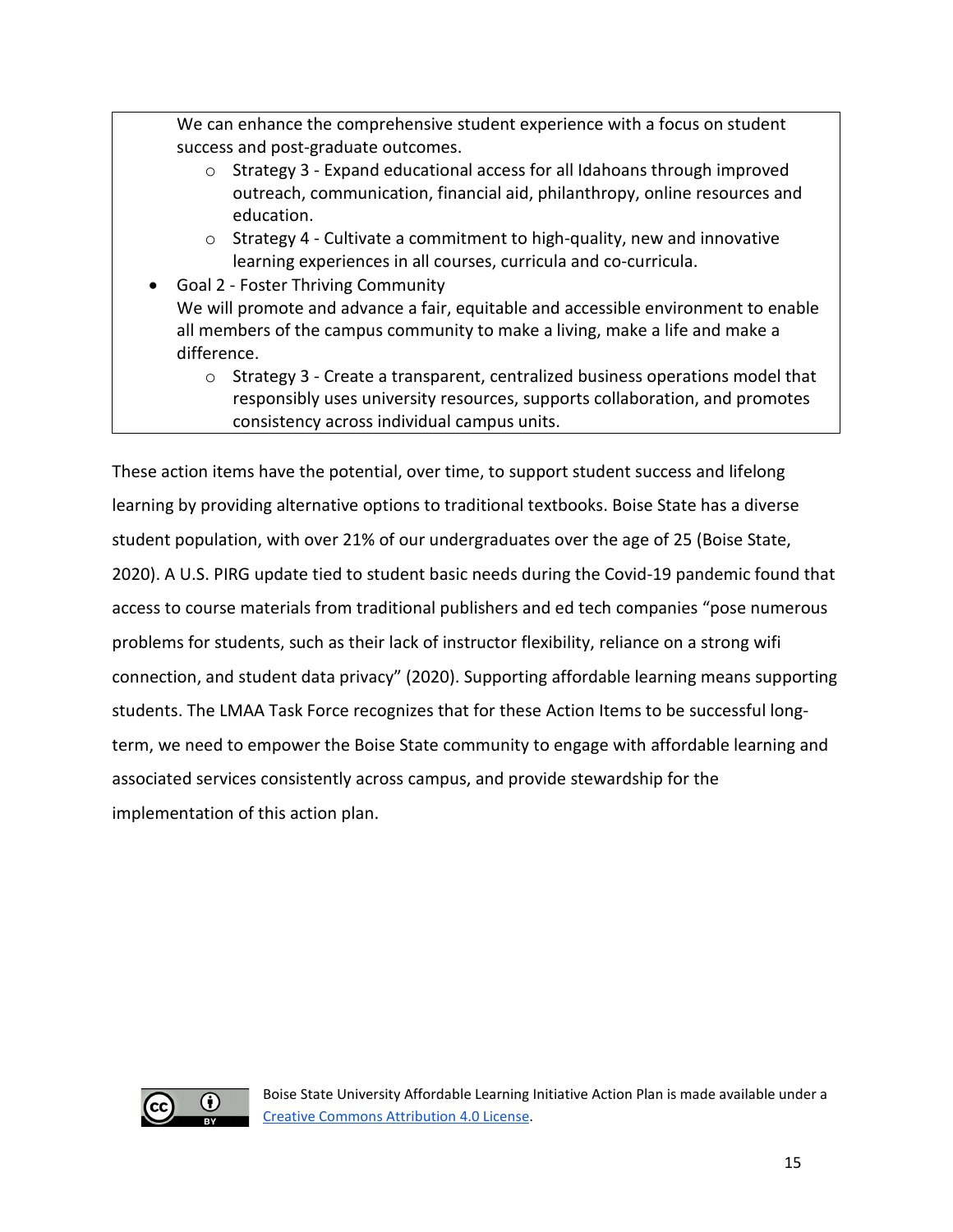We can enhance the comprehensive student experience with a focus on student success and post-graduate outcomes.

  - Strategy 3 - Expand educational access for all Idahoans through improved outreach, communication, financial aid, philanthropy, online resources and education.
  - Strategy 4 - Cultivate a commitment to high-quality, new and innovative learning experiences in all courses, curricula and co-curricula.

- Goal 2 - Foster Thriving Community
  We will promote and advance a fair, equitable and accessible environment to enable all members of the campus community to make a living, make a life and make a difference.
  - Strategy 3 - Create a transparent, centralized business operations model that responsibly uses university resources, supports collaboration, and promotes consistency across individual campus units.

These action items have the potential, over time, to support student success and lifelong learning by providing alternative options to traditional textbooks. Boise State has a diverse student population, with over 21% of our undergraduates over the age of 25 (Boise State, 2020). A U.S. PIRG update tied to student basic needs during the Covid-19 pandemic found that access to course materials from traditional publishers and ed tech companies "pose numerous problems for students, such as their lack of instructor flexibility, reliance on a strong wifi connection, and student data privacy" (2020). Supporting affordable learning means supporting students. The LMAA Task Force recognizes that for these Action Items to be successful long-term, we need to empower the Boise State community to engage with affordable learning and associated services consistently across campus, and provide stewardship for the implementation of this action plan.

Boise State University Affordable Learning Initiative Action Plan is made available under a [Creative Commons Attribution 4.0 License](https://creativecommons.org/licenses/by/4.0/).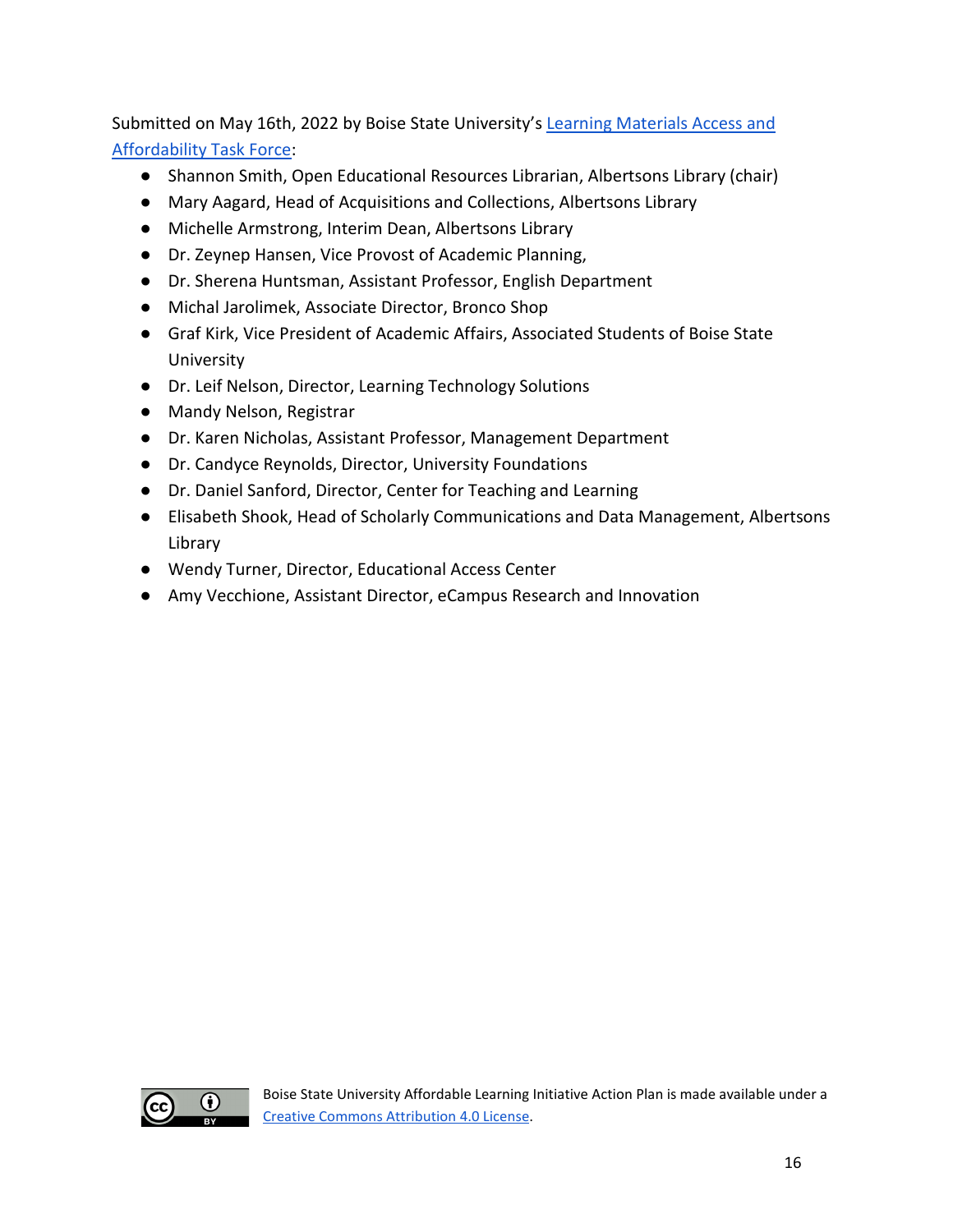Submitted on May 16th, 2022 by Boise State University's [Learning Materials Access and Affordability Task Force]():

- Shannon Smith, Open Educational Resources Librarian, Albertsons Library (chair)
- Mary Aagard, Head of Acquisitions and Collections, Albertsons Library
- Michelle Armstrong, Interim Dean, Albertsons Library
- Dr. Zeynep Hansen, Vice Provost of Academic Planning,
- Dr. Sherena Huntsman, Assistant Professor, English Department
- Michal Jarolimek, Associate Director, Bronco Shop
- Graf Kirk, Vice President of Academic Affairs, Associated Students of Boise State University
- Dr. Leif Nelson, Director, Learning Technology Solutions
- Mandy Nelson, Registrar
- Dr. Karen Nicholas, Assistant Professor, Management Department
- Dr. Candyce Reynolds, Director, University Foundations
- Dr. Daniel Sanford, Director, Center for Teaching and Learning
- Elisabeth Shook, Head of Scholarly Communications and Data Management, Albertsons Library
- Wendy Turner, Director, Educational Access Center
- Amy Vecchione, Assistant Director, eCampus Research and Innovation

Boise State University Affordable Learning Initiative Action Plan is made available under a [Creative Commons Attribution 4.0 License]().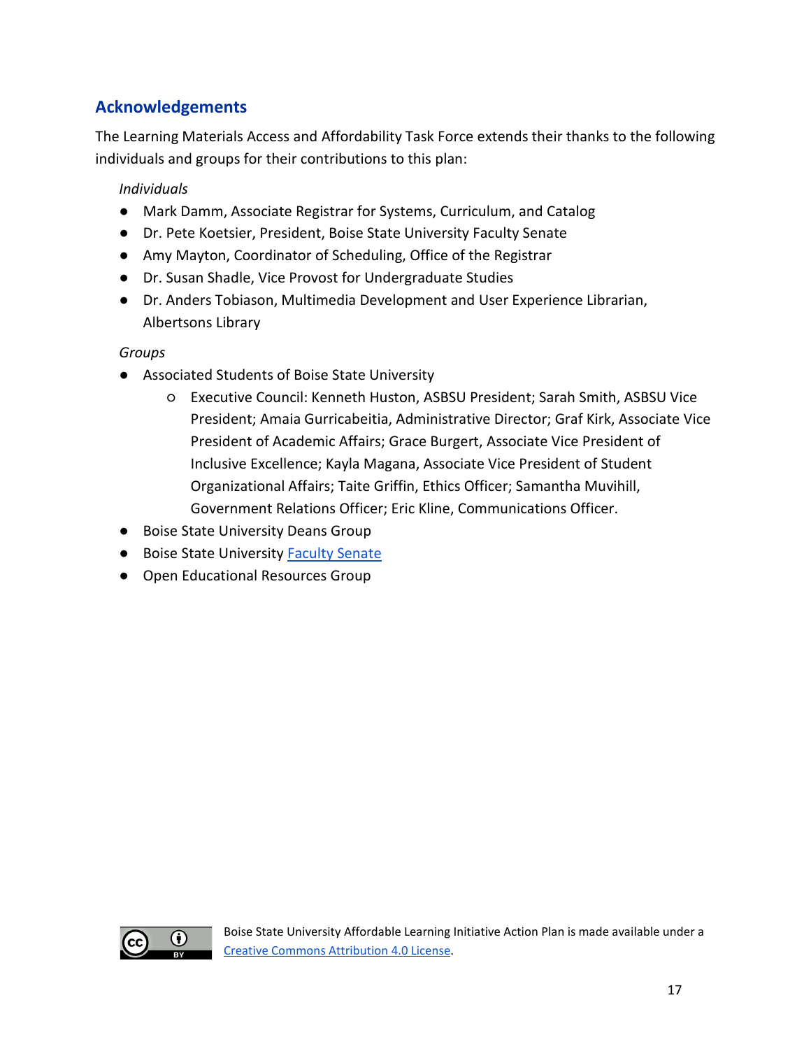## Acknowledgements

The Learning Materials Access and Affordability Task Force extends their thanks to the following individuals and groups for their contributions to this plan:

*Individuals*

- Mark Damm, Associate Registrar for Systems, Curriculum, and Catalog
- Dr. Pete Koetsier, President, Boise State University Faculty Senate
- Amy Mayton, Coordinator of Scheduling, Office of the Registrar
- Dr. Susan Shadle, Vice Provost for Undergraduate Studies
- Dr. Anders Tobiason, Multimedia Development and User Experience Librarian, Albertsons Library

*Groups*

- Associated Students of Boise State University
  - Executive Council: Kenneth Huston, ASBSU President; Sarah Smith, ASBSU Vice President; Amaia Gurricabeitia, Administrative Director; Graf Kirk, Associate Vice President of Academic Affairs; Grace Burgert, Associate Vice President of Inclusive Excellence; Kayla Magana, Associate Vice President of Student Organizational Affairs; Taite Griffin, Ethics Officer; Samantha Muvihill, Government Relations Officer; Eric Kline, Communications Officer.
- Boise State University Deans Group
- Boise State University Faculty Senate
- Open Educational Resources Group

Boise State University Affordable Learning Initiative Action Plan is made available under a Creative Commons Attribution 4.0 License.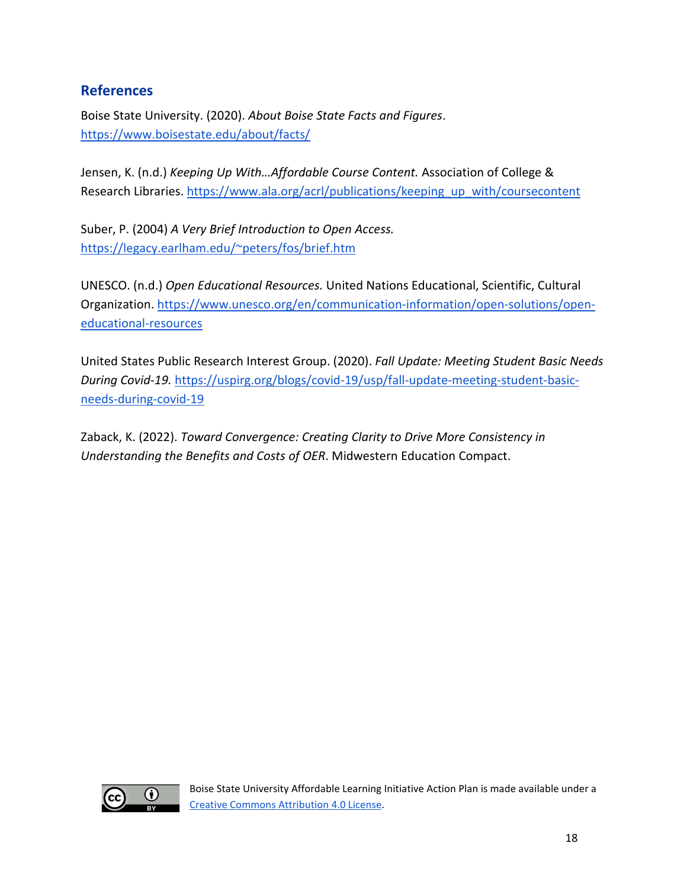## References

Boise State University. (2020). *About Boise State Facts and Figures*. https://www.boisestate.edu/about/facts/

Jensen, K. (n.d.) *Keeping Up With…Affordable Course Content.* Association of College & Research Libraries. https://www.ala.org/acrl/publications/keeping_up_with/coursecontent

Suber, P. (2004) *A Very Brief Introduction to Open Access.* https://legacy.earlham.edu/~peters/fos/brief.htm

UNESCO. (n.d.) *Open Educational Resources.* United Nations Educational, Scientific, Cultural Organization. https://www.unesco.org/en/communication-information/open-solutions/open-educational-resources

United States Public Research Interest Group. (2020). *Fall Update: Meeting Student Basic Needs During Covid-19.* https://uspirg.org/blogs/covid-19/usp/fall-update-meeting-student-basic-needs-during-covid-19

Zaback, K. (2022). *Toward Convergence: Creating Clarity to Drive More Consistency in Understanding the Benefits and Costs of OER*. Midwestern Education Compact.

Boise State University Affordable Learning Initiative Action Plan is made available under a Creative Commons Attribution 4.0 License.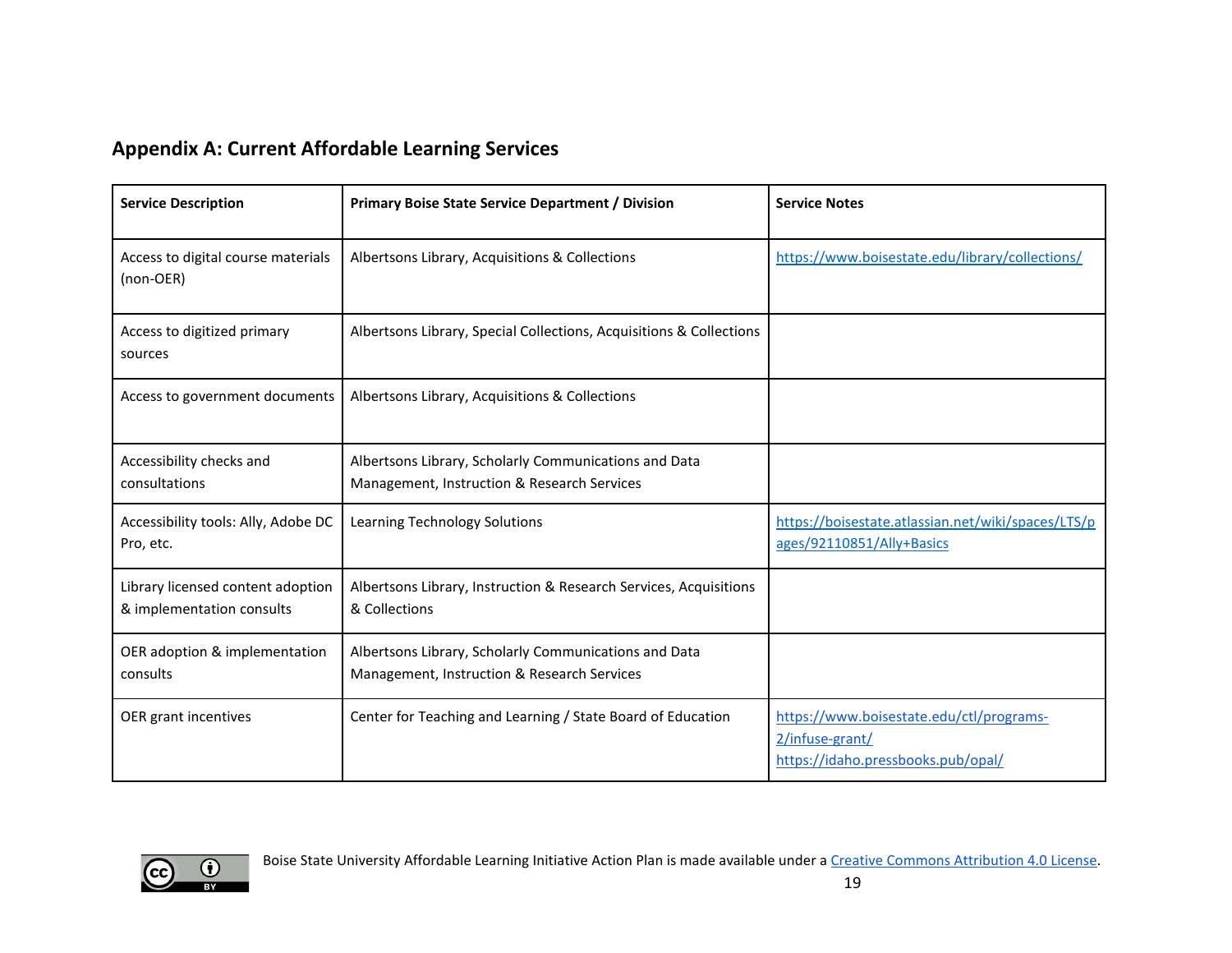## Appendix A: Current Affordable Learning Services

| Service Description | Primary Boise State Service Department / Division | Service Notes |
|---|---|---|
| Access to digital course materials (non-OER) | Albertsons Library, Acquisitions & Collections | https://www.boisestate.edu/library/collections/ |
| Access to digitized primary sources | Albertsons Library, Special Collections, Acquisitions & Collections | |
| Access to government documents | Albertsons Library, Acquisitions & Collections | |
| Accessibility checks and consultations | Albertsons Library, Scholarly Communications and Data Management, Instruction & Research Services | |
| Accessibility tools: Ally, Adobe DC Pro, etc. | Learning Technology Solutions | https://boisestate.atlassian.net/wiki/spaces/LTS/pages/92110851/Ally+Basics |
| Library licensed content adoption & implementation consults | Albertsons Library, Instruction & Research Services, Acquisitions & Collections | |
| OER adoption & implementation consults | Albertsons Library, Scholarly Communications and Data Management, Instruction & Research Services | |
| OER grant incentives | Center for Teaching and Learning / State Board of Education | https://www.boisestate.edu/ctl/programs-2/infuse-grant/ https://idaho.pressbooks.pub/opal/ |

Boise State University Affordable Learning Initiative Action Plan is made available under a Creative Commons Attribution 4.0 License.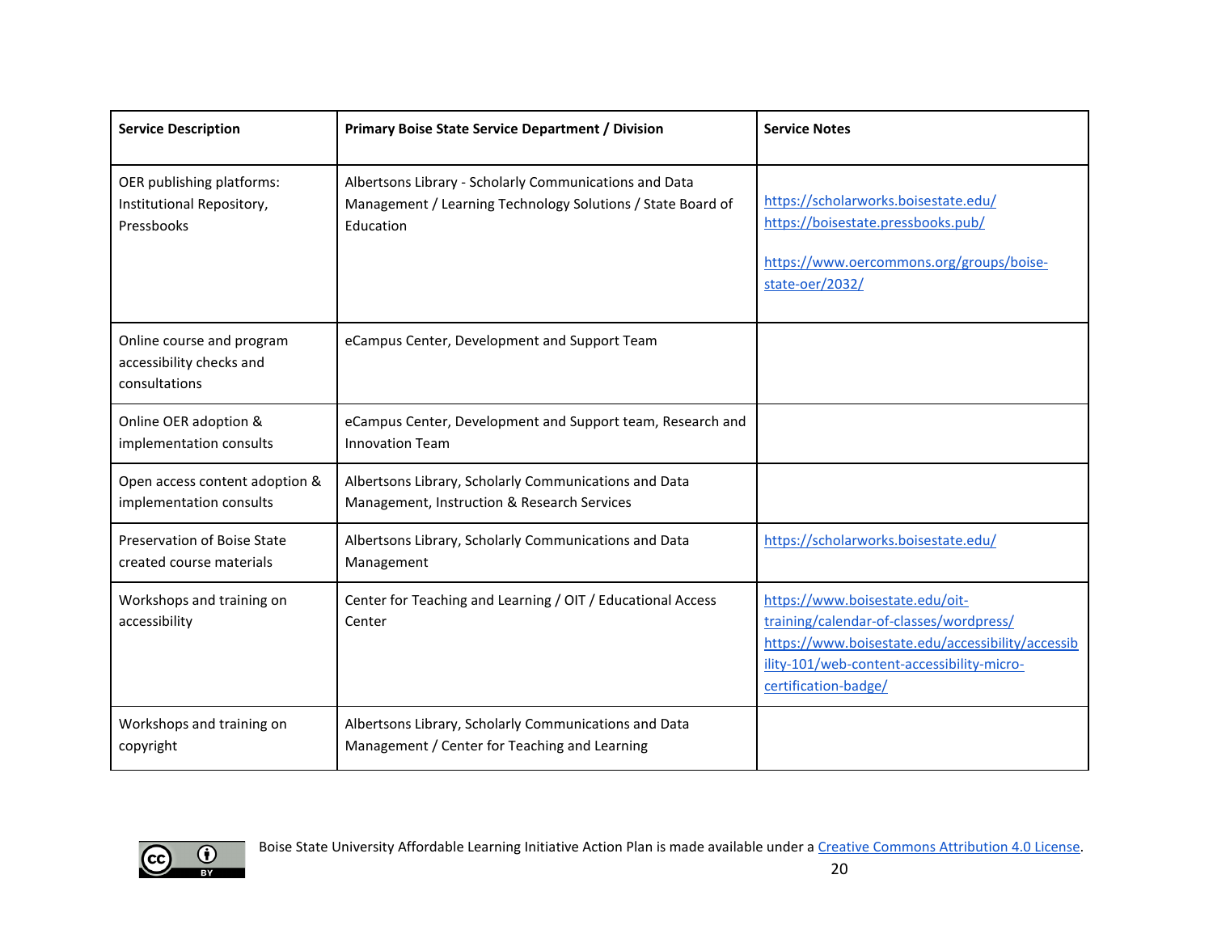| Service Description | Primary Boise State Service Department / Division | Service Notes |
|---|---|---|
| OER publishing platforms: Institutional Repository, Pressbooks | Albertsons Library - Scholarly Communications and Data Management / Learning Technology Solutions / State Board of Education | https://scholarworks.boisestate.edu/ https://boisestate.pressbooks.pub/ https://www.oercommons.org/groups/boise-state-oer/2032/ |
| Online course and program accessibility checks and consultations | eCampus Center, Development and Support Team | |
| Online OER adoption & implementation consults | eCampus Center, Development and Support team, Research and Innovation Team | |
| Open access content adoption & implementation consults | Albertsons Library, Scholarly Communications and Data Management, Instruction & Research Services | |
| Preservation of Boise State created course materials | Albertsons Library, Scholarly Communications and Data Management | https://scholarworks.boisestate.edu/ |
| Workshops and training on accessibility | Center for Teaching and Learning / OIT / Educational Access Center | https://www.boisestate.edu/oit-training/calendar-of-classes/wordpress/ https://www.boisestate.edu/accessibility/accessibility-101/web-content-accessibility-micro-certification-badge/ |
| Workshops and training on copyright | Albertsons Library, Scholarly Communications and Data Management / Center for Teaching and Learning | |

Boise State University Affordable Learning Initiative Action Plan is made available under a Creative Commons Attribution 4.0 License.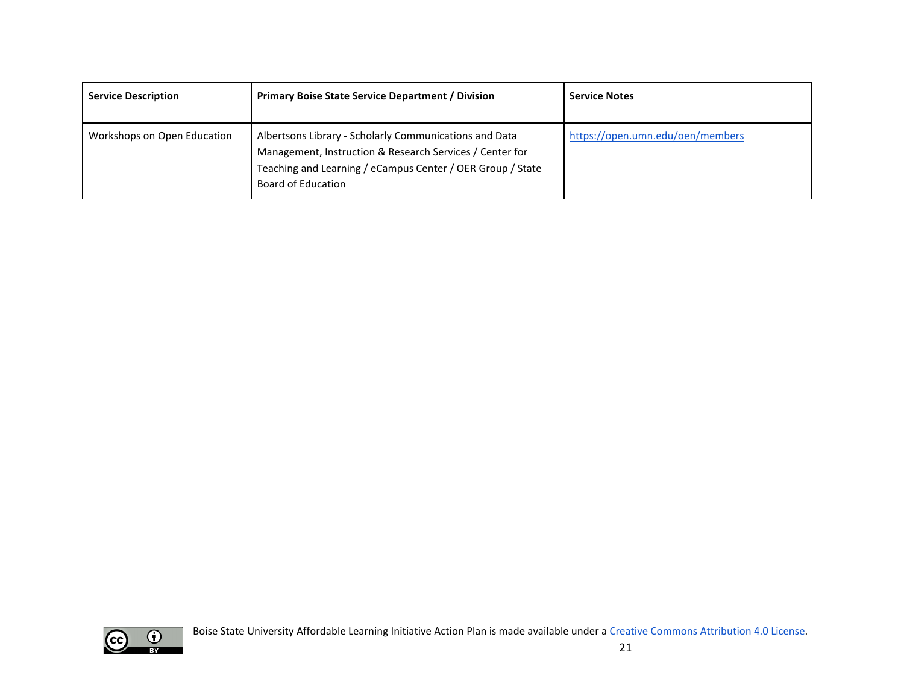| Service Description | Primary Boise State Service Department / Division | Service Notes |
| --- | --- | --- |
| Workshops on Open Education | Albertsons Library - Scholarly Communications and Data Management, Instruction & Research Services / Center for Teaching and Learning / eCampus Center / OER Group / State Board of Education | https://open.umn.edu/oen/members |

Boise State University Affordable Learning Initiative Action Plan is made available under a Creative Commons Attribution 4.0 License.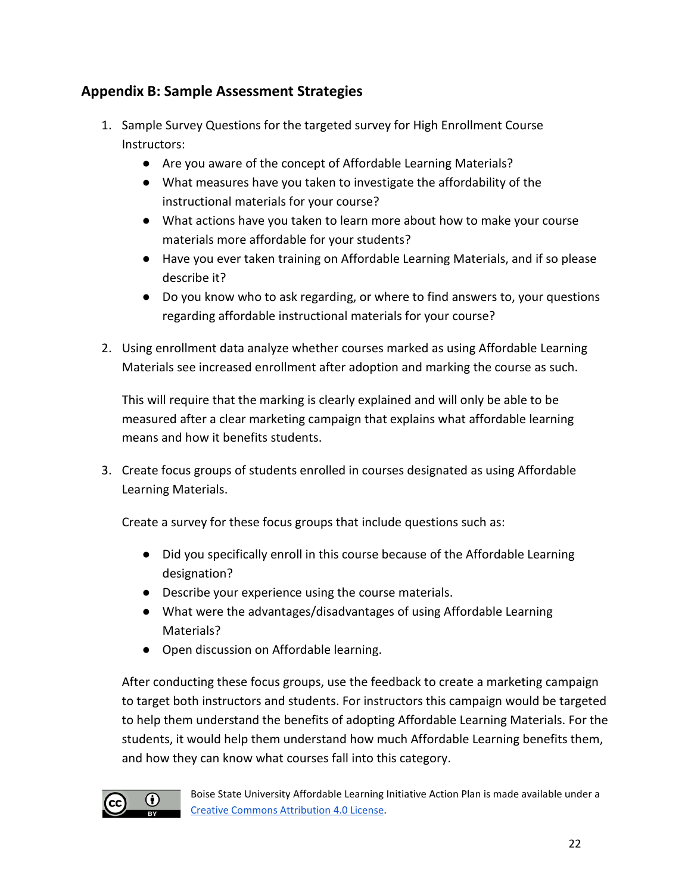## Appendix B: Sample Assessment Strategies

1. Sample Survey Questions for the targeted survey for High Enrollment Course Instructors:
   - Are you aware of the concept of Affordable Learning Materials?
   - What measures have you taken to investigate the affordability of the instructional materials for your course?
   - What actions have you taken to learn more about how to make your course materials more affordable for your students?
   - Have you ever taken training on Affordable Learning Materials, and if so please describe it?
   - Do you know who to ask regarding, or where to find answers to, your questions regarding affordable instructional materials for your course?

2. Using enrollment data analyze whether courses marked as using Affordable Learning Materials see increased enrollment after adoption and marking the course as such.

   This will require that the marking is clearly explained and will only be able to be measured after a clear marketing campaign that explains what affordable learning means and how it benefits students.

3. Create focus groups of students enrolled in courses designated as using Affordable Learning Materials.

   Create a survey for these focus groups that include questions such as:

   - Did you specifically enroll in this course because of the Affordable Learning designation?
   - Describe your experience using the course materials.
   - What were the advantages/disadvantages of using Affordable Learning Materials?
   - Open discussion on Affordable learning.

   After conducting these focus groups, use the feedback to create a marketing campaign to target both instructors and students. For instructors this campaign would be targeted to help them understand the benefits of adopting Affordable Learning Materials. For the students, it would help them understand how much Affordable Learning benefits them, and how they can know what courses fall into this category.

Boise State University Affordable Learning Initiative Action Plan is made available under a [Creative Commons Attribution 4.0 License](https://creativecommons.org/licenses/by/4.0/).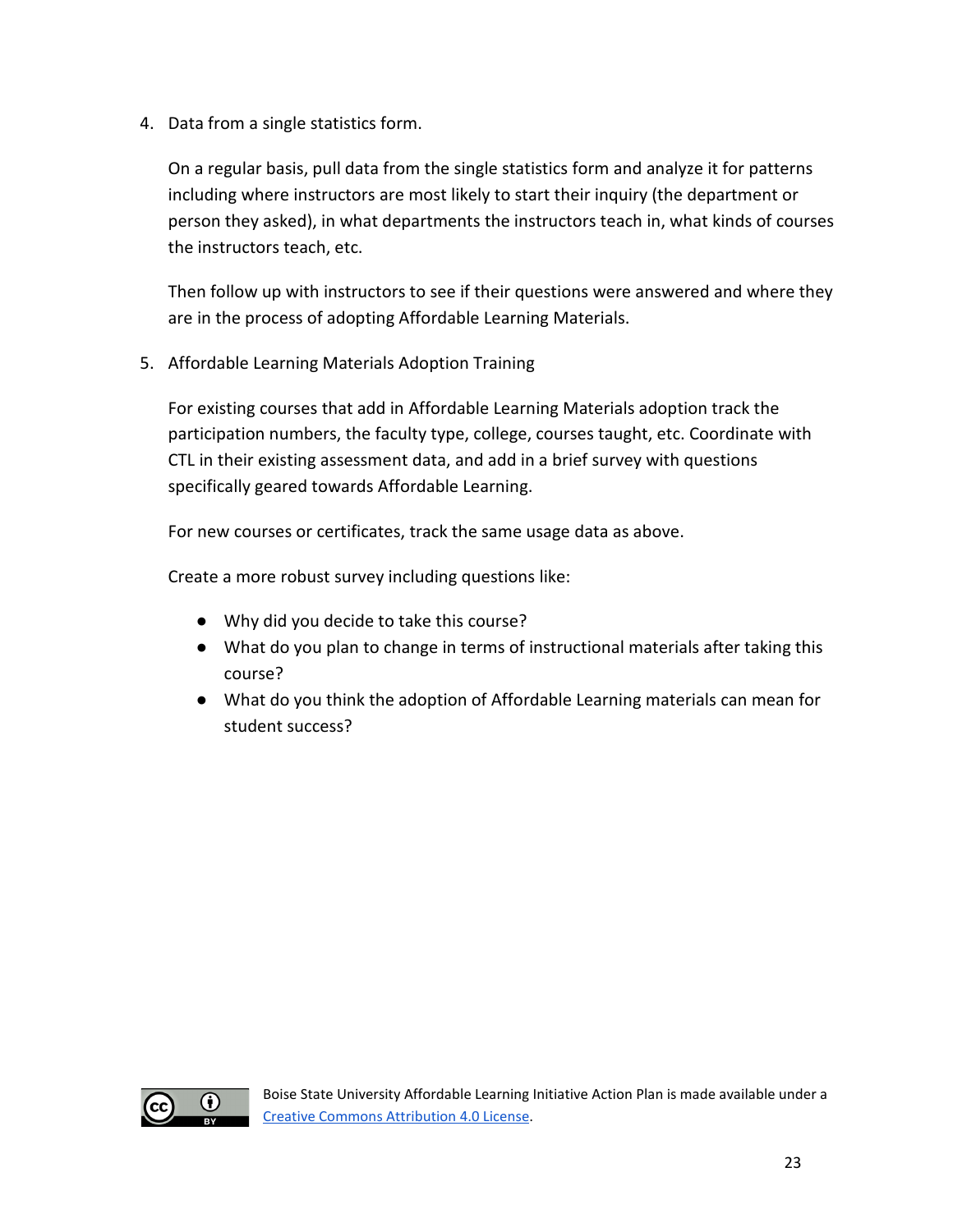4. Data from a single statistics form.

   On a regular basis, pull data from the single statistics form and analyze it for patterns including where instructors are most likely to start their inquiry (the department or person they asked), in what departments the instructors teach in, what kinds of courses the instructors teach, etc.

   Then follow up with instructors to see if their questions were answered and where they are in the process of adopting Affordable Learning Materials.

5. Affordable Learning Materials Adoption Training

   For existing courses that add in Affordable Learning Materials adoption track the participation numbers, the faculty type, college, courses taught, etc. Coordinate with CTL in their existing assessment data, and add in a brief survey with questions specifically geared towards Affordable Learning.

   For new courses or certificates, track the same usage data as above.

   Create a more robust survey including questions like:

   - Why did you decide to take this course?
   - What do you plan to change in terms of instructional materials after taking this course?
   - What do you think the adoption of Affordable Learning materials can mean for student success?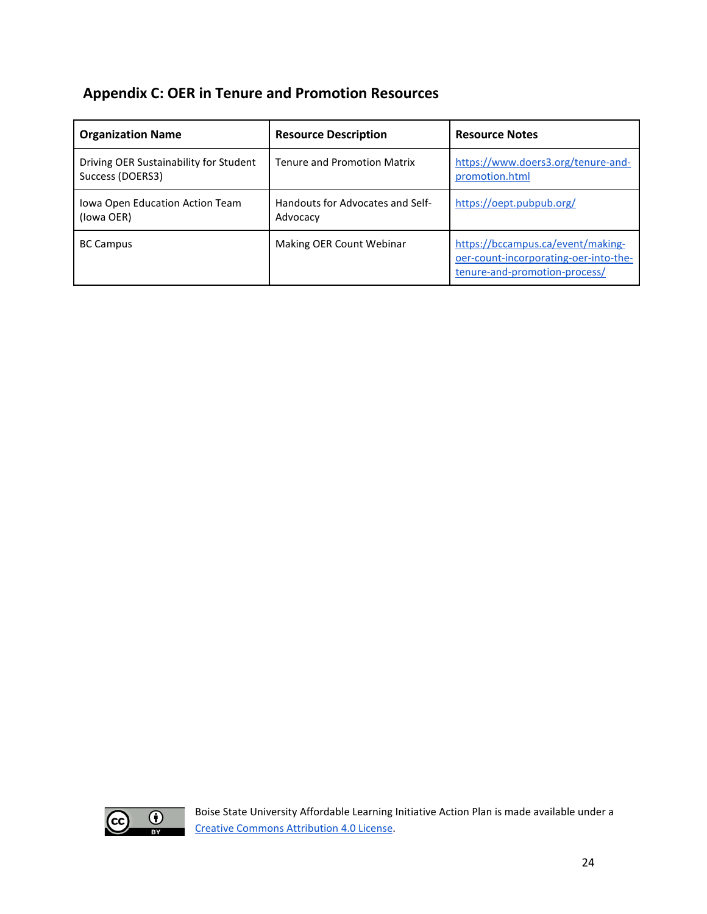## Appendix C: OER in Tenure and Promotion Resources

| Organization Name | Resource Description | Resource Notes |
|---|---|---|
| Driving OER Sustainability for Student Success (DOERS3) | Tenure and Promotion Matrix | https://www.doers3.org/tenure-and-promotion.html |
| Iowa Open Education Action Team (Iowa OER) | Handouts for Advocates and Self-Advocacy | https://oept.pubpub.org/ |
| BC Campus | Making OER Count Webinar | https://bccampus.ca/event/making-oer-count-incorporating-oer-into-the-tenure-and-promotion-process/ |

Boise State University Affordable Learning Initiative Action Plan is made available under a Creative Commons Attribution 4.0 License.